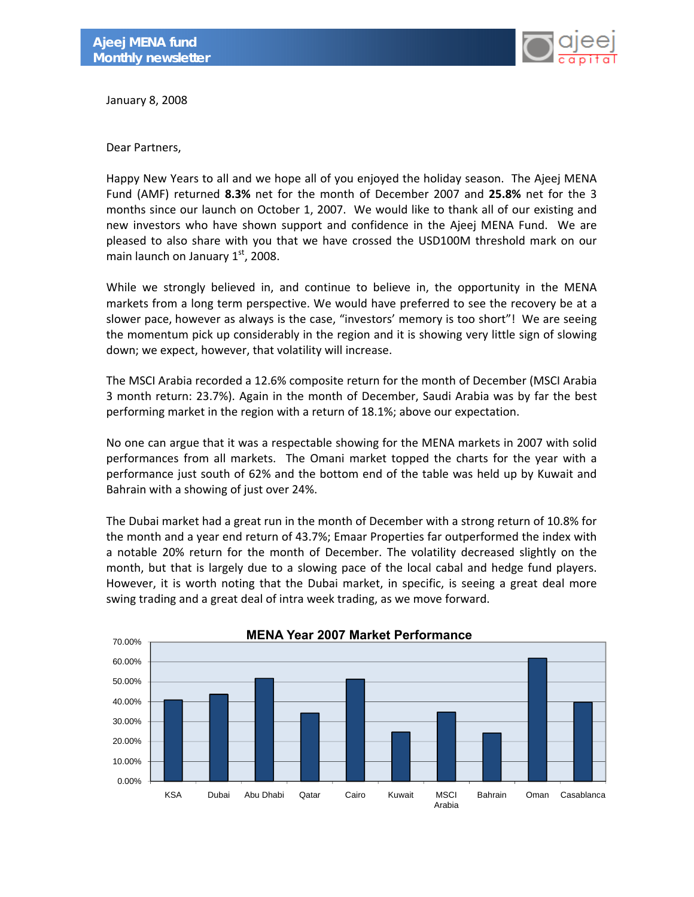January 8, 2008

Dear Partners,

Happy New Years to all and we hope all of you enjoyed the holiday season. The Ajeej MENA Fund (AMF) returned **8.3%** net for the month of December 2007 and **25.8%** net for the 3 months since our launch on October 1, 2007. We would like to thank all of our existing and new investors who have shown support and confidence in the Ajeej MENA Fund. We are pleased to also share with you that we have crossed the USD100M threshold mark on our main launch on January 1st, 2008.

While we strongly believed in, and continue to believe in, the opportunity in the MENA markets from a long term perspective. We would have preferred to see the recovery be at a slower pace, however as always is the case, "investors' memory is too short"! We are seeing the momentum pick up considerably in the region and it is showing very little sign of slowing down; we expect, however, that volatility will increase.

The MSCI Arabia recorded a 12.6% composite return for the month of December (MSCI Arabia 3 month return: 23.7%). Again in the month of December, Saudi Arabia was by far the best performing market in the region with a return of 18.1%; above our expectation.

No one can argue that it was a respectable showing for the MENA markets in 2007 with solid performances from all markets. The Omani market topped the charts for the year with a performance just south of 62% and the bottom end of the table was held up by Kuwait and Bahrain with a showing of just over 24%.

The Dubai market had a great run in the month of December with a strong return of 10.8% for the month and a year end return of 43.7%; Emaar Properties far outperformed the index with a notable 20% return for the month of December. The volatility decreased slightly on the month, but that is largely due to a slowing pace of the local cabal and hedge fund players. However, it is worth noting that the Dubai market, in specific, is seeing a great deal more swing trading and a great deal of intra week trading, as we move forward.

**MENA Year 2007 Market Performance**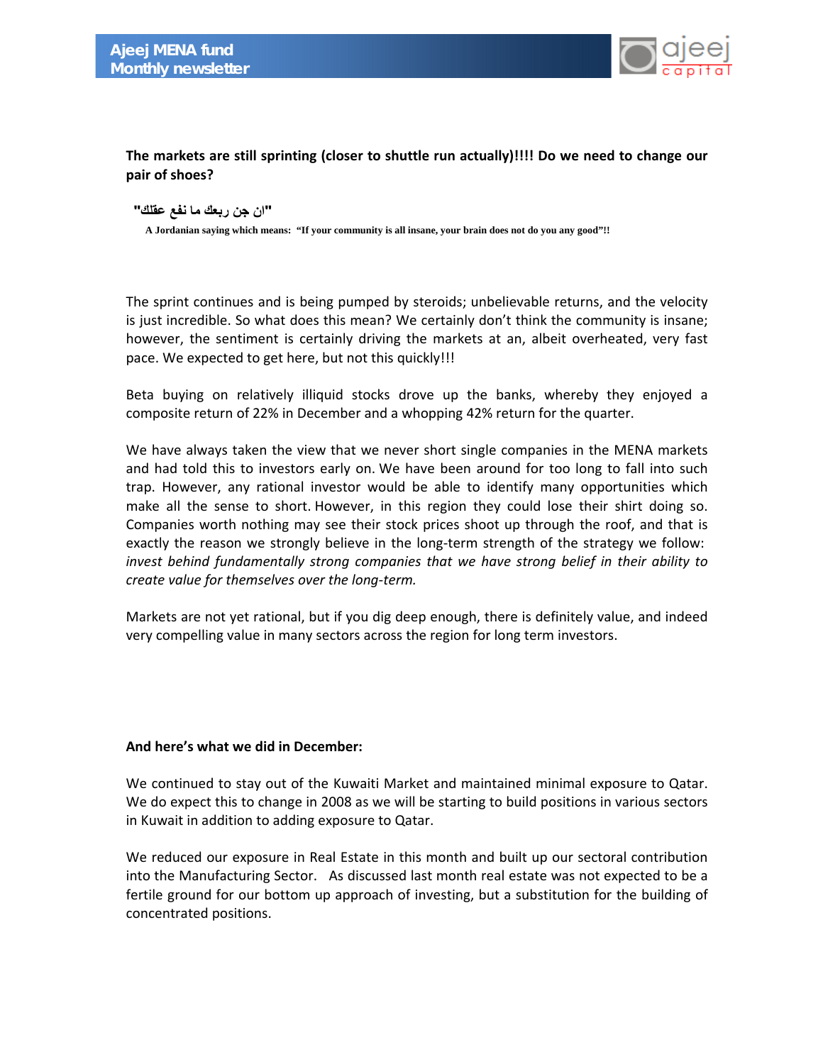**The markets are still sprinting (closer to shuttle run actually)!!!! Do we need to change our pair of shoes?**

**"ان جن ربعك ما نفع عقلك"**

**A Jordanian saying which means: "If your community is all insane, your brain does not do you any good"!!**

The sprint continues and is being pumped by steroids; unbelievable returns, and the velocity is just incredible. So what does this mean? We certainly don't think the community is insane; however, the sentiment is certainly driving the markets at an, albeit overheated, very fast pace. We expected to get here, but not this quickly!!!

Beta buying on relatively illiquid stocks drove up the banks, whereby they enjoyed a composite return of 22% in December and a whopping 42% return for the quarter.

We have always taken the view that we never short single companies in the MENA markets and had told this to investors early on. We have been around for too long to fall into such trap. However, any rational investor would be able to identify many opportunities which make all the sense to short. However, in this region they could lose their shirt doing so. Companies worth nothing may see their stock prices shoot up through the roof, and that is exactly the reason we strongly believe in the long-term strength of the strategy we follow: *invest behind fundamentally strong companies that we have strong belief in their ability to create value for themselves over the long-term.*

Markets are not yet rational, but if you dig deep enough, there is definitely value, and indeed very compelling value in many sectors across the region for long term investors.

**And here's what we did in December:**

We continued to stay out of the Kuwaiti Market and maintained minimal exposure to Qatar. We do expect this to change in 2008 as we will be starting to build positions in various sectors in Kuwait in addition to adding exposure to Qatar.

We reduced our exposure in Real Estate in this month and built up our sectoral contribution into the Manufacturing Sector. As discussed last month real estate was not expected to be a fertile ground for our bottom up approach of investing, but a substitution for the building of concentrated positions.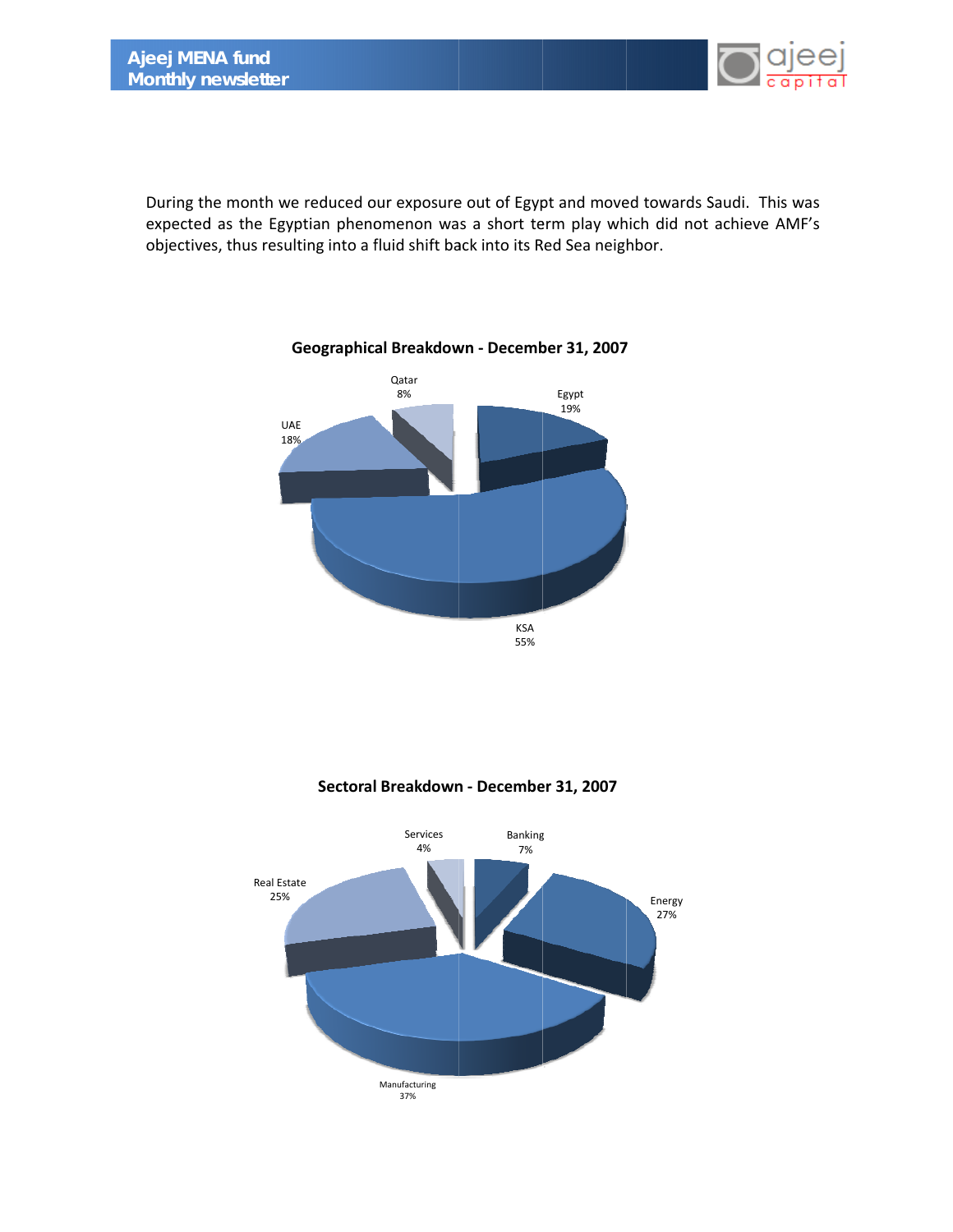During the month we reduced our exposure out of Egypt and moved towards Saudi. This was expected as the Egyptian phenomenon was a short term play which did not achieve AMF's objectives, thus resulting into a fluid shift back into its Red Sea neighbor.

**Geographical Breakdown - December 31, 2007**

| Country | Share |
|---|---|
| Qatar | 8% |
| Egypt | 19% |
| UAE | 18% |
| KSA | 55% |

**Sectoral Breakdown - December 31, 2007**

| Sector | Share |
|---|---|
| Services | 4% |
| Banking | 7% |
| Real Estate | 25% |
| Energy | 27% |
| Manufacturing | 37% |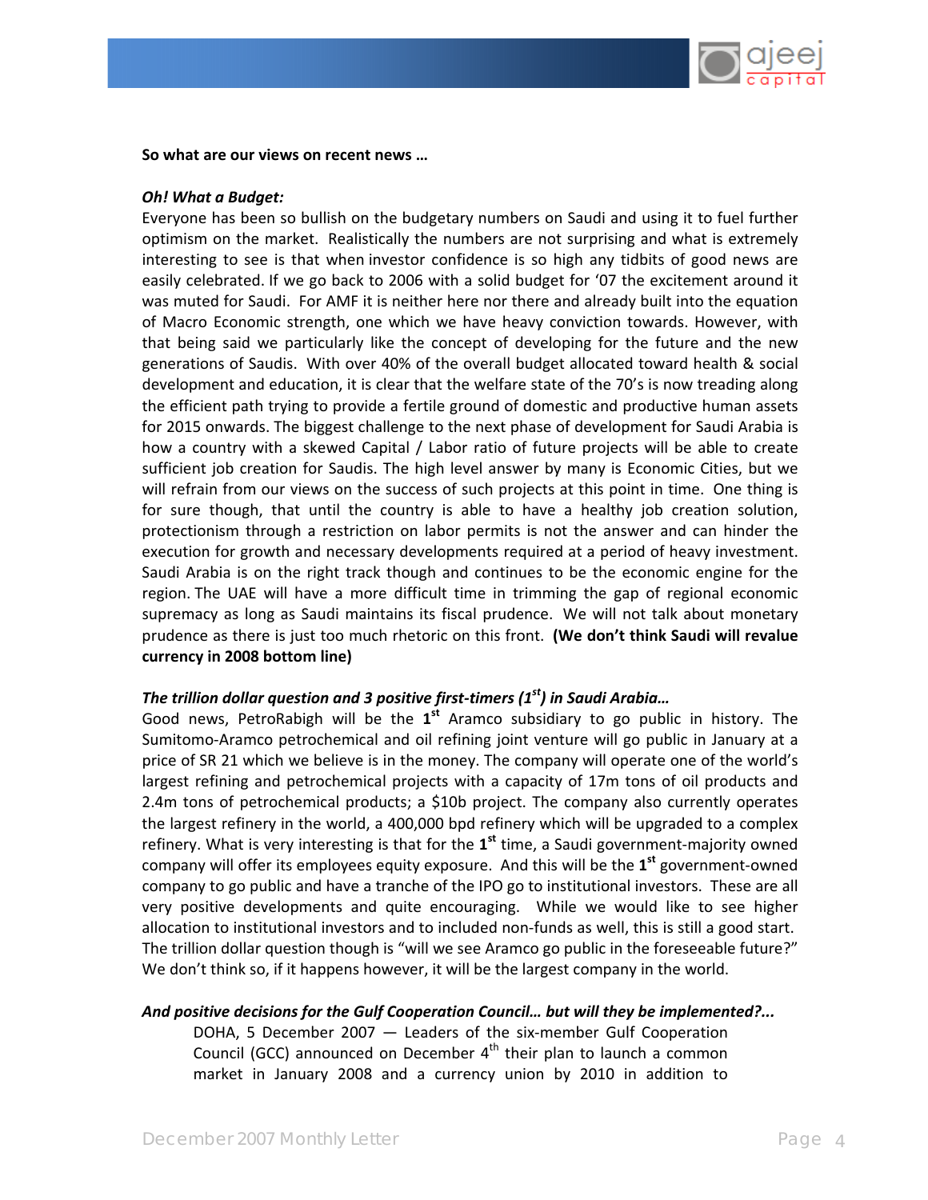**So what are our views on recent news …**

***Oh! What a Budget:***

Everyone has been so bullish on the budgetary numbers on Saudi and using it to fuel further optimism on the market. Realistically the numbers are not surprising and what is extremely interesting to see is that when investor confidence is so high any tidbits of good news are easily celebrated. If we go back to 2006 with a solid budget for '07 the excitement around it was muted for Saudi. For AMF it is neither here nor there and already built into the equation of Macro Economic strength, one which we have heavy conviction towards. However, with that being said we particularly like the concept of developing for the future and the new generations of Saudis. With over 40% of the overall budget allocated toward health & social development and education, it is clear that the welfare state of the 70's is now treading along the efficient path trying to provide a fertile ground of domestic and productive human assets for 2015 onwards. The biggest challenge to the next phase of development for Saudi Arabia is how a country with a skewed Capital / Labor ratio of future projects will be able to create sufficient job creation for Saudis. The high level answer by many is Economic Cities, but we will refrain from our views on the success of such projects at this point in time. One thing is for sure though, that until the country is able to have a healthy job creation solution, protectionism through a restriction on labor permits is not the answer and can hinder the execution for growth and necessary developments required at a period of heavy investment. Saudi Arabia is on the right track though and continues to be the economic engine for the region. The UAE will have a more difficult time in trimming the gap of regional economic supremacy as long as Saudi maintains its fiscal prudence. We will not talk about monetary prudence as there is just too much rhetoric on this front. **(We don't think Saudi will revalue currency in 2008 bottom line)**

***The trillion dollar question and 3 positive first-timers (1st) in Saudi Arabia…***

Good news, PetroRabigh will be the **1st** Aramco subsidiary to go public in history. The Sumitomo-Aramco petrochemical and oil refining joint venture will go public in January at a price of SR 21 which we believe is in the money. The company will operate one of the world's largest refining and petrochemical projects with a capacity of 17m tons of oil products and 2.4m tons of petrochemical products; a $10b project. The company also currently operates the largest refinery in the world, a 400,000 bpd refinery which will be upgraded to a complex refinery. What is very interesting is that for the **1st** time, a Saudi government-majority owned company will offer its employees equity exposure. And this will be the **1st** government-owned company to go public and have a tranche of the IPO go to institutional investors. These are all very positive developments and quite encouraging. While we would like to see higher allocation to institutional investors and to included non-funds as well, this is still a good start. The trillion dollar question though is "will we see Aramco go public in the foreseeable future?" We don't think so, if it happens however, it will be the largest company in the world.

***And positive decisions for the Gulf Cooperation Council… but will they be implemented?...***

> DOHA, 5 December 2007 — Leaders of the six-member Gulf Cooperation Council (GCC) announced on December 4th their plan to launch a common market in January 2008 and a currency union by 2010 in addition to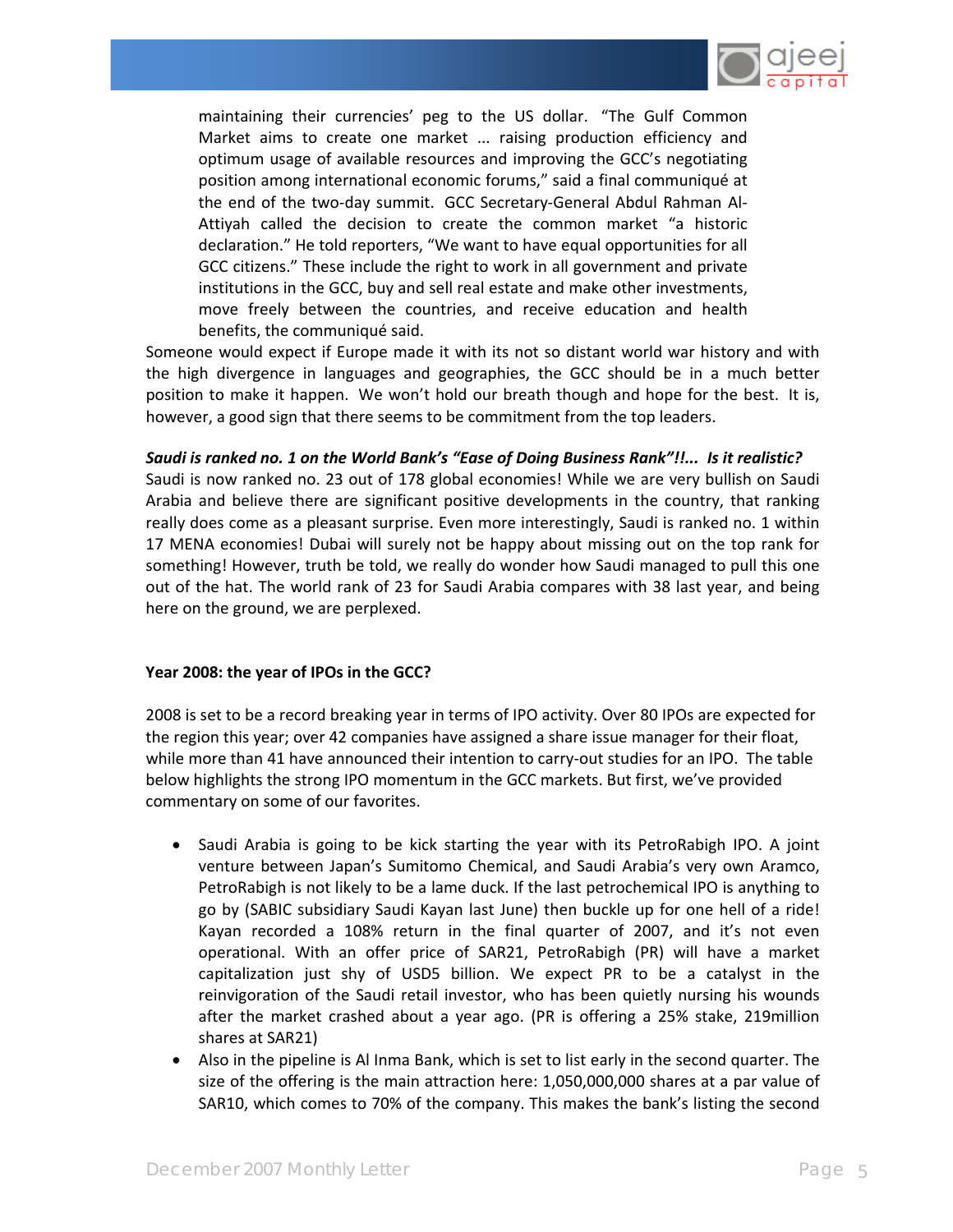> maintaining their currencies' peg to the US dollar. "The Gulf Common Market aims to create one market ... raising production efficiency and optimum usage of available resources and improving the GCC's negotiating position among international economic forums," said a final communiqué at the end of the two-day summit. GCC Secretary-General Abdul Rahman Al-Attiyah called the decision to create the common market "a historic declaration." He told reporters, "We want to have equal opportunities for all GCC citizens." These include the right to work in all government and private institutions in the GCC, buy and sell real estate and make other investments, move freely between the countries, and receive education and health benefits, the communiqué said.

Someone would expect if Europe made it with its not so distant world war history and with the high divergence in languages and geographies, the GCC should be in a much better position to make it happen. We won't hold our breath though and hope for the best. It is, however, a good sign that there seems to be commitment from the top leaders.

***Saudi is ranked no. 1 on the World Bank's "Ease of Doing Business Rank"!!... Is it realistic?***

Saudi is now ranked no. 23 out of 178 global economies! While we are very bullish on Saudi Arabia and believe there are significant positive developments in the country, that ranking really does come as a pleasant surprise. Even more interestingly, Saudi is ranked no. 1 within 17 MENA economies! Dubai will surely not be happy about missing out on the top rank for something! However, truth be told, we really do wonder how Saudi managed to pull this one out of the hat. The world rank of 23 for Saudi Arabia compares with 38 last year, and being here on the ground, we are perplexed.

**Year 2008: the year of IPOs in the GCC?**

2008 is set to be a record breaking year in terms of IPO activity. Over 80 IPOs are expected for the region this year; over 42 companies have assigned a share issue manager for their float, while more than 41 have announced their intention to carry-out studies for an IPO. The table below highlights the strong IPO momentum in the GCC markets. But first, we've provided commentary on some of our favorites.

- Saudi Arabia is going to be kick starting the year with its PetroRabigh IPO. A joint venture between Japan's Sumitomo Chemical, and Saudi Arabia's very own Aramco, PetroRabigh is not likely to be a lame duck. If the last petrochemical IPO is anything to go by (SABIC subsidiary Saudi Kayan last June) then buckle up for one hell of a ride! Kayan recorded a 108% return in the final quarter of 2007, and it's not even operational. With an offer price of SAR21, PetroRabigh (PR) will have a market capitalization just shy of USD5 billion. We expect PR to be a catalyst in the reinvigoration of the Saudi retail investor, who has been quietly nursing his wounds after the market crashed about a year ago. (PR is offering a 25% stake, 219million shares at SAR21)
- Also in the pipeline is Al Inma Bank, which is set to list early in the second quarter. The size of the offering is the main attraction here: 1,050,000,000 shares at a par value of SAR10, which comes to 70% of the company. This makes the bank's listing the second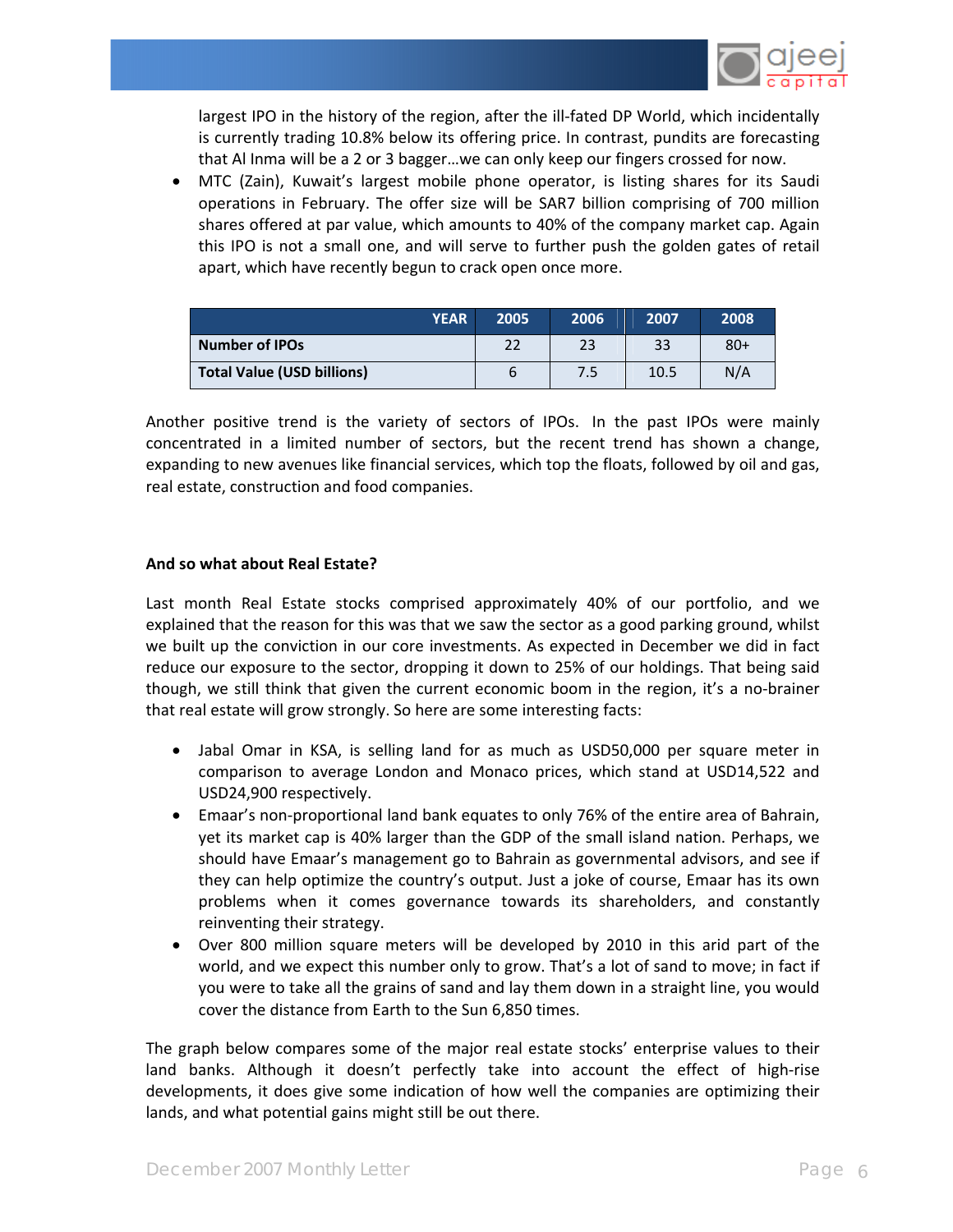largest IPO in the history of the region, after the ill-fated DP World, which incidentally is currently trading 10.8% below its offering price. In contrast, pundits are forecasting that Al Inma will be a 2 or 3 bagger…we can only keep our fingers crossed for now.

- MTC (Zain), Kuwait's largest mobile phone operator, is listing shares for its Saudi operations in February. The offer size will be SAR7 billion comprising of 700 million shares offered at par value, which amounts to 40% of the company market cap. Again this IPO is not a small one, and will serve to further push the golden gates of retail apart, which have recently begun to crack open once more.

| YEAR | 2005 | 2006 | 2007 | 2008 |
|---|---|---|---|---|
| **Number of IPOs** | 22 | 23 | 33 | 80+ |
| **Total Value (USD billions)** | 6 | 7.5 | 10.5 | N/A |

Another positive trend is the variety of sectors of IPOs. In the past IPOs were mainly concentrated in a limited number of sectors, but the recent trend has shown a change, expanding to new avenues like financial services, which top the floats, followed by oil and gas, real estate, construction and food companies.

**And so what about Real Estate?**

Last month Real Estate stocks comprised approximately 40% of our portfolio, and we explained that the reason for this was that we saw the sector as a good parking ground, whilst we built up the conviction in our core investments. As expected in December we did in fact reduce our exposure to the sector, dropping it down to 25% of our holdings. That being said though, we still think that given the current economic boom in the region, it's a no-brainer that real estate will grow strongly. So here are some interesting facts:

- Jabal Omar in KSA, is selling land for as much as USD50,000 per square meter in comparison to average London and Monaco prices, which stand at USD14,522 and USD24,900 respectively.
- Emaar's non-proportional land bank equates to only 76% of the entire area of Bahrain, yet its market cap is 40% larger than the GDP of the small island nation. Perhaps, we should have Emaar's management go to Bahrain as governmental advisors, and see if they can help optimize the country's output. Just a joke of course, Emaar has its own problems when it comes governance towards its shareholders, and constantly reinventing their strategy.
- Over 800 million square meters will be developed by 2010 in this arid part of the world, and we expect this number only to grow. That's a lot of sand to move; in fact if you were to take all the grains of sand and lay them down in a straight line, you would cover the distance from Earth to the Sun 6,850 times.

The graph below compares some of the major real estate stocks' enterprise values to their land banks. Although it doesn't perfectly take into account the effect of high-rise developments, it does give some indication of how well the companies are optimizing their lands, and what potential gains might still be out there.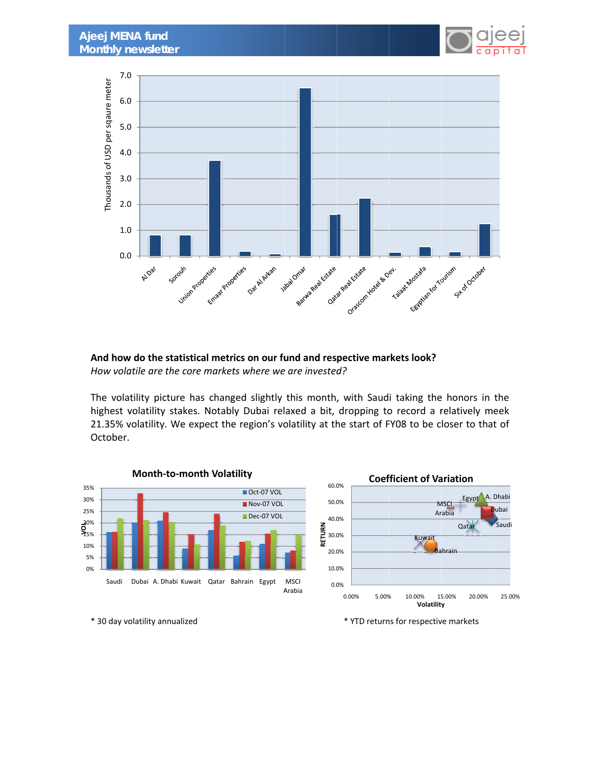**And how do the statistical metrics on our fund and respective markets look?**

*How volatile are the core markets where we are invested?*

The volatility picture has changed slightly this month, with Saudi taking the honors in the highest volatility stakes. Notably Dubai relaxed a bit, dropping to record a relatively meek 21.35% volatility. We expect the region's volatility at the start of FY08 to be closer to that of October.

**Month-to-month Volatility**

**Coefficient of Variation**

\* 30 day volatility annualized

\* YTD returns for respective markets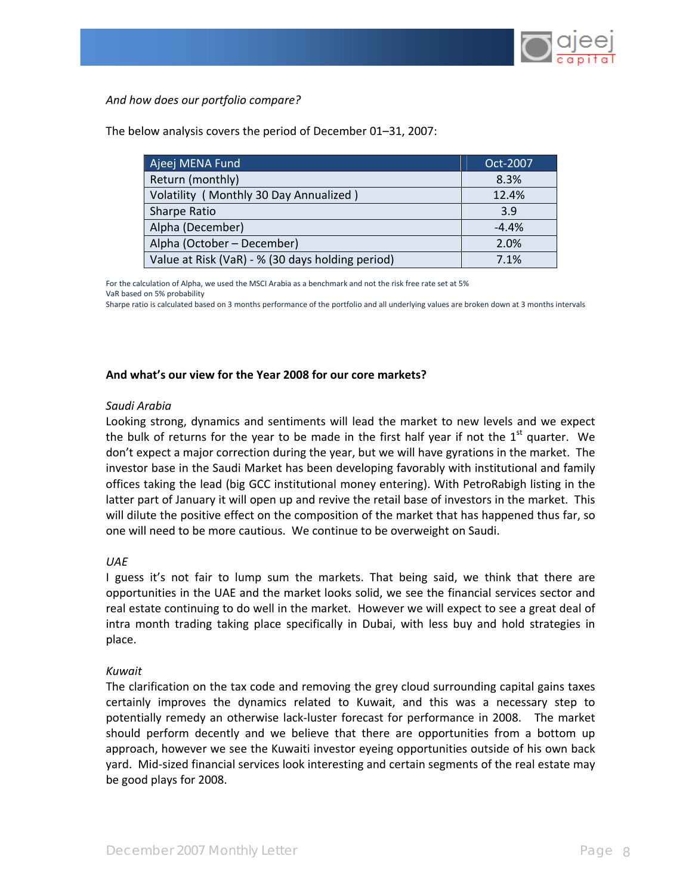*And how does our portfolio compare?*

The below analysis covers the period of December 01–31, 2007:

| Ajeej MENA Fund | Oct-2007 |
|---|---|
| Return (monthly) | 8.3% |
| Volatility ( Monthly 30 Day Annualized ) | 12.4% |
| Sharpe Ratio | 3.9 |
| Alpha (December) | -4.4% |
| Alpha (October – December) | 2.0% |
| Value at Risk (VaR) - % (30 days holding period) | 7.1% |

For the calculation of Alpha, we used the MSCI Arabia as a benchmark and not the risk free rate set at 5%
VaR based on 5% probability
Sharpe ratio is calculated based on 3 months performance of the portfolio and all underlying values are broken down at 3 months intervals

**And what's our view for the Year 2008 for our core markets?**

*Saudi Arabia*

Looking strong, dynamics and sentiments will lead the market to new levels and we expect the bulk of returns for the year to be made in the first half year if not the 1st quarter. We don't expect a major correction during the year, but we will have gyrations in the market. The investor base in the Saudi Market has been developing favorably with institutional and family offices taking the lead (big GCC institutional money entering). With PetroRabigh listing in the latter part of January it will open up and revive the retail base of investors in the market. This will dilute the positive effect on the composition of the market that has happened thus far, so one will need to be more cautious. We continue to be overweight on Saudi.

*UAE*

I guess it's not fair to lump sum the markets. That being said, we think that there are opportunities in the UAE and the market looks solid, we see the financial services sector and real estate continuing to do well in the market. However we will expect to see a great deal of intra month trading taking place specifically in Dubai, with less buy and hold strategies in place.

*Kuwait*

The clarification on the tax code and removing the grey cloud surrounding capital gains taxes certainly improves the dynamics related to Kuwait, and this was a necessary step to potentially remedy an otherwise lack-luster forecast for performance in 2008. The market should perform decently and we believe that there are opportunities from a bottom up approach, however we see the Kuwaiti investor eyeing opportunities outside of his own back yard. Mid-sized financial services look interesting and certain segments of the real estate may be good plays for 2008.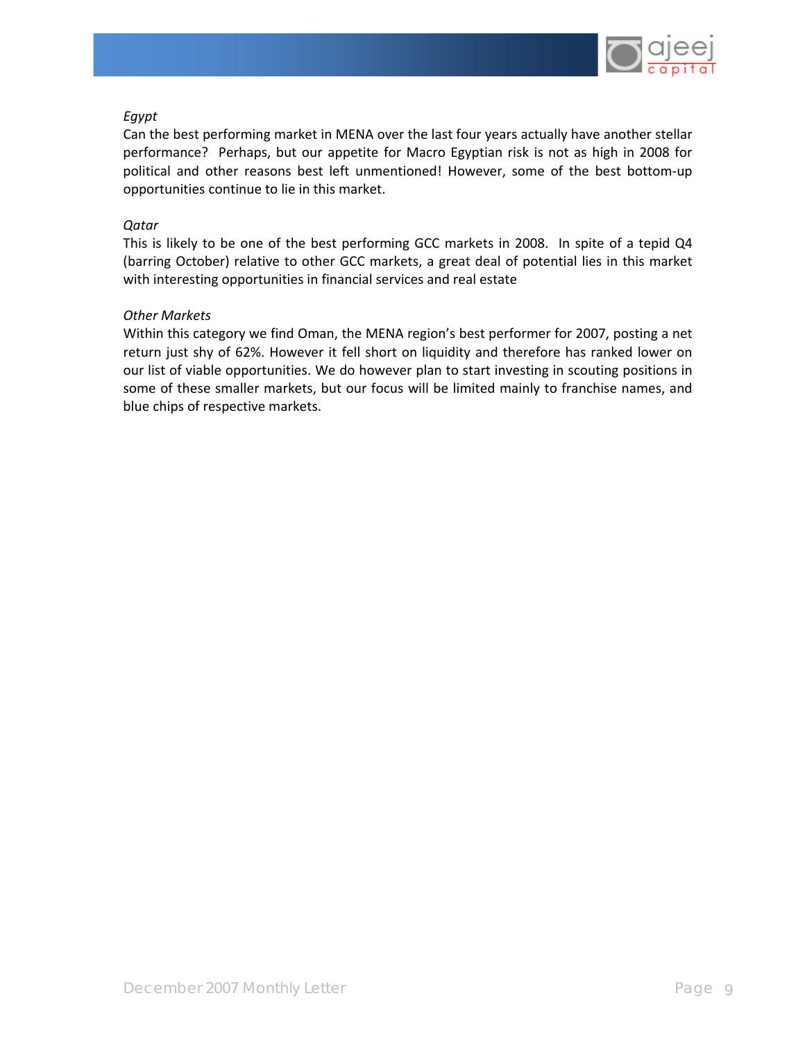*Egypt*

Can the best performing market in MENA over the last four years actually have another stellar performance? Perhaps, but our appetite for Macro Egyptian risk is not as high in 2008 for political and other reasons best left unmentioned! However, some of the best bottom-up opportunities continue to lie in this market.

*Qatar*

This is likely to be one of the best performing GCC markets in 2008. In spite of a tepid Q4 (barring October) relative to other GCC markets, a great deal of potential lies in this market with interesting opportunities in financial services and real estate

*Other Markets*

Within this category we find Oman, the MENA region's best performer for 2007, posting a net return just shy of 62%. However it fell short on liquidity and therefore has ranked lower on our list of viable opportunities. We do however plan to start investing in scouting positions in some of these smaller markets, but our focus will be limited mainly to franchise names, and blue chips of respective markets.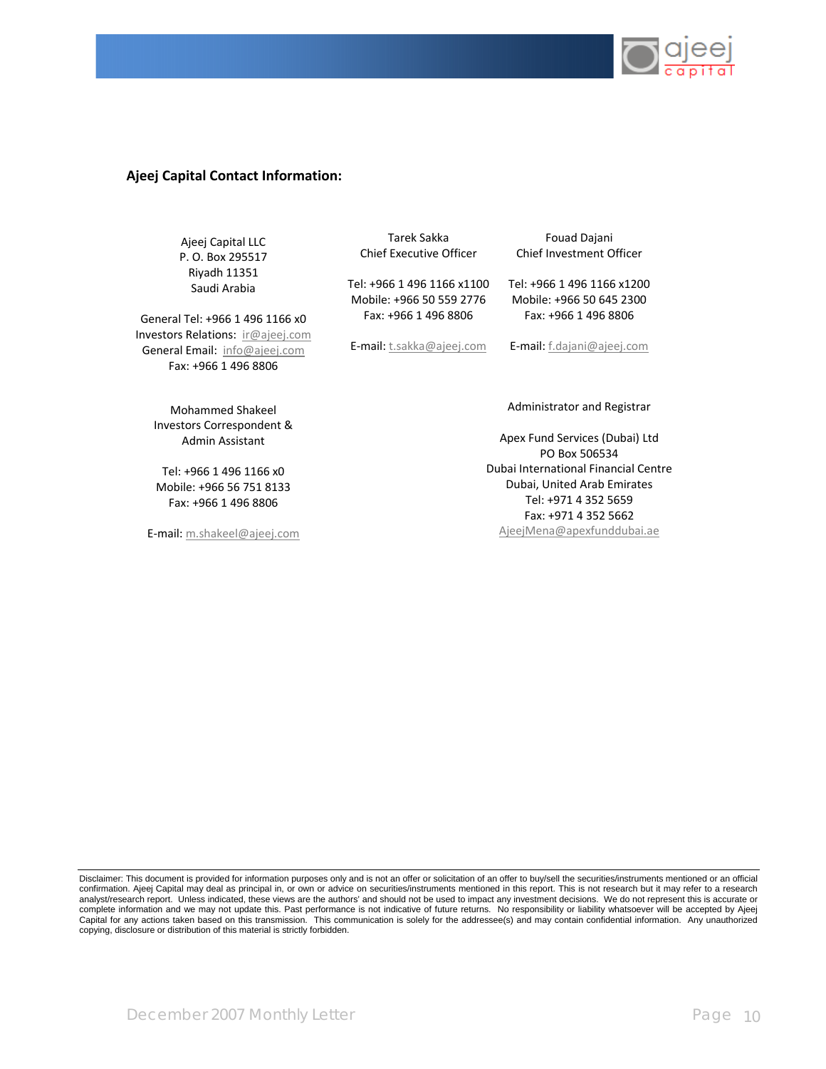## Ajeej Capital Contact Information:

Ajeej Capital LLC
P. O. Box 295517
Riyadh 11351
Saudi Arabia

General Tel: +966 1 496 1166 x0
Investors Relations: ir@ajeej.com
General Email: info@ajeej.com
Fax: +966 1 496 8806

Tarek Sakka
Chief Executive Officer

Tel: +966 1 496 1166 x1100
Mobile: +966 50 559 2776
Fax: +966 1 496 8806

E-mail: t.sakka@ajeej.com

Fouad Dajani
Chief Investment Officer

Tel: +966 1 496 1166 x1200
Mobile: +966 50 645 2300
Fax: +966 1 496 8806

E-mail: f.dajani@ajeej.com

Mohammed Shakeel
Investors Correspondent &
Admin Assistant

Tel: +966 1 496 1166 x0
Mobile: +966 56 751 8133
Fax: +966 1 496 8806

E-mail: m.shakeel@ajeej.com

Administrator and Registrar

Apex Fund Services (Dubai) Ltd
PO Box 506534
Dubai International Financial Centre
Dubai, United Arab Emirates
Tel: +971 4 352 5659
Fax: +971 4 352 5662
AjeejMena@apexfunddubai.ae

Disclaimer: This document is provided for information purposes only and is not an offer or solicitation of an offer to buy/sell the securities/instruments mentioned or an official confirmation. Ajeej Capital may deal as principal in, or own or advice on securities/instruments mentioned in this report. This is not research but it may refer to a research analyst/research report. Unless indicated, these views are the authors' and should not be used to impact any investment decisions. We do not represent this is accurate or complete information and we may not update this. Past performance is not indicative of future returns. No responsibility or liability whatsoever will be accepted by Ajeej Capital for any actions taken based on this transmission. This communication is solely for the addressee(s) and may contain confidential information. Any unauthorized copying, disclosure or distribution of this material is strictly forbidden.